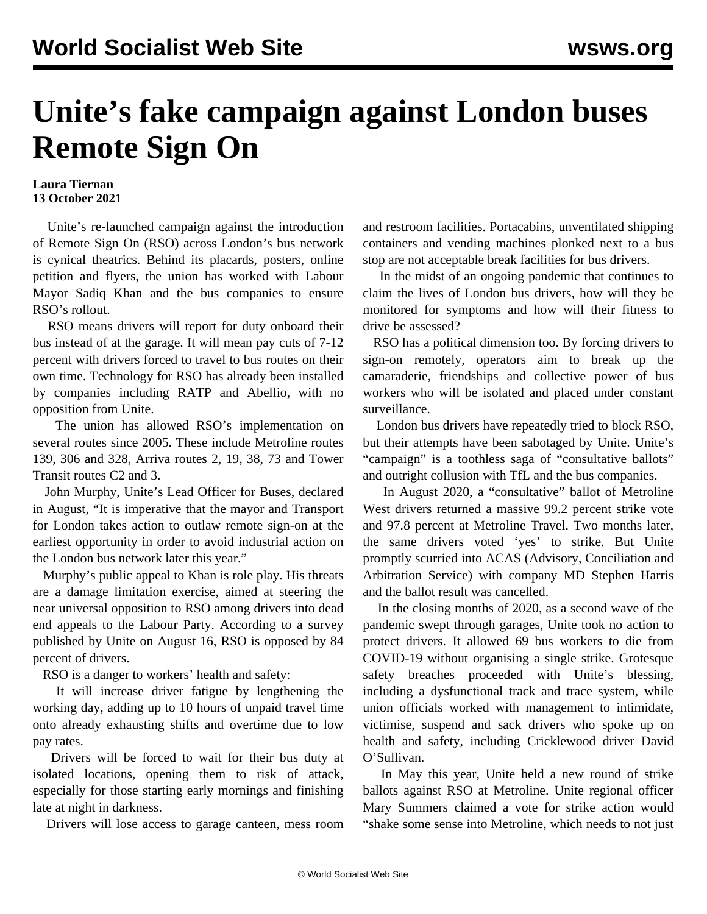# Unite's fake campaign against London buses Remote Sign On

**Laura Tiernan**
**13 October 2021**

Unite's re-launched campaign against the introduction of Remote Sign On (RSO) across London's bus network is cynical theatrics. Behind its placards, posters, online petition and flyers, the union has worked with Labour Mayor Sadiq Khan and the bus companies to ensure RSO's rollout.

RSO means drivers will report for duty onboard their bus instead of at the garage. It will mean pay cuts of 7-12 percent with drivers forced to travel to bus routes on their own time. Technology for RSO has already been installed by companies including RATP and Abellio, with no opposition from Unite.

The union has allowed RSO's implementation on several routes since 2005. These include Metroline routes 139, 306 and 328, Arriva routes 2, 19, 38, 73 and Tower Transit routes C2 and 3.

John Murphy, Unite's Lead Officer for Buses, declared in August, "It is imperative that the mayor and Transport for London takes action to outlaw remote sign-on at the earliest opportunity in order to avoid industrial action on the London bus network later this year."

Murphy's public appeal to Khan is role play. His threats are a damage limitation exercise, aimed at steering the near universal opposition to RSO among drivers into dead end appeals to the Labour Party. According to a survey published by Unite on August 16, RSO is opposed by 84 percent of drivers.

RSO is a danger to workers' health and safety:

It will increase driver fatigue by lengthening the working day, adding up to 10 hours of unpaid travel time onto already exhausting shifts and overtime due to low pay rates.

Drivers will be forced to wait for their bus duty at isolated locations, opening them to risk of attack, especially for those starting early mornings and finishing late at night in darkness.

Drivers will lose access to garage canteen, mess room and restroom facilities. Portacabins, unventilated shipping containers and vending machines plonked next to a bus stop are not acceptable break facilities for bus drivers.

In the midst of an ongoing pandemic that continues to claim the lives of London bus drivers, how will they be monitored for symptoms and how will their fitness to drive be assessed?

RSO has a political dimension too. By forcing drivers to sign-on remotely, operators aim to break up the camaraderie, friendships and collective power of bus workers who will be isolated and placed under constant surveillance.

London bus drivers have repeatedly tried to block RSO, but their attempts have been sabotaged by Unite. Unite's "campaign" is a toothless saga of "consultative ballots" and outright collusion with TfL and the bus companies.

In August 2020, a "consultative" ballot of Metroline West drivers returned a massive 99.2 percent strike vote and 97.8 percent at Metroline Travel. Two months later, the same drivers voted 'yes' to strike. But Unite promptly scurried into ACAS (Advisory, Conciliation and Arbitration Service) with company MD Stephen Harris and the ballot result was cancelled.

In the closing months of 2020, as a second wave of the pandemic swept through garages, Unite took no action to protect drivers. It allowed 69 bus workers to die from COVID-19 without organising a single strike. Grotesque safety breaches proceeded with Unite's blessing, including a dysfunctional track and trace system, while union officials worked with management to intimidate, victimise, suspend and sack drivers who spoke up on health and safety, including Cricklewood driver David O'Sullivan.

In May this year, Unite held a new round of strike ballots against RSO at Metroline. Unite regional officer Mary Summers claimed a vote for strike action would "shake some sense into Metroline, which needs to not just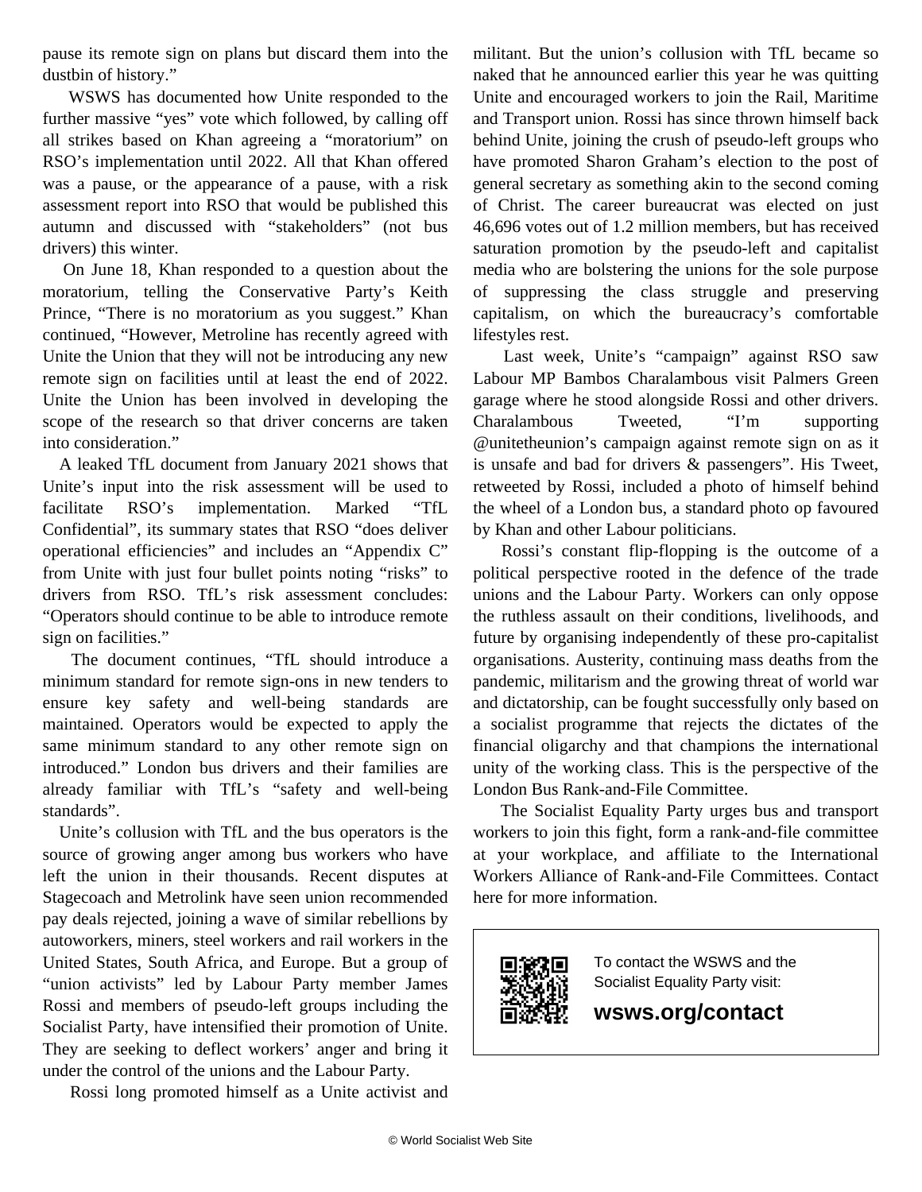pause its remote sign on plans but discard them into the dustbin of history."

WSWS has documented how Unite responded to the further massive "yes" vote which followed, by calling off all strikes based on Khan agreeing a "moratorium" on RSO's implementation until 2022. All that Khan offered was a pause, or the appearance of a pause, with a risk assessment report into RSO that would be published this autumn and discussed with "stakeholders" (not bus drivers) this winter.

On June 18, Khan responded to a question about the moratorium, telling the Conservative Party's Keith Prince, "There is no moratorium as you suggest." Khan continued, "However, Metroline has recently agreed with Unite the Union that they will not be introducing any new remote sign on facilities until at least the end of 2022. Unite the Union has been involved in developing the scope of the research so that driver concerns are taken into consideration."

A leaked TfL document from January 2021 shows that Unite's input into the risk assessment will be used to facilitate RSO's implementation. Marked "TfL Confidential", its summary states that RSO "does deliver operational efficiencies" and includes an "Appendix C" from Unite with just four bullet points noting "risks" to drivers from RSO. TfL's risk assessment concludes: "Operators should continue to be able to introduce remote sign on facilities."

The document continues, "TfL should introduce a minimum standard for remote sign-ons in new tenders to ensure key safety and well-being standards are maintained. Operators would be expected to apply the same minimum standard to any other remote sign on introduced." London bus drivers and their families are already familiar with TfL's "safety and well-being standards".

Unite's collusion with TfL and the bus operators is the source of growing anger among bus workers who have left the union in their thousands. Recent disputes at Stagecoach and Metrolink have seen union recommended pay deals rejected, joining a wave of similar rebellions by autoworkers, miners, steel workers and rail workers in the United States, South Africa, and Europe. But a group of "union activists" led by Labour Party member James Rossi and members of pseudo-left groups including the Socialist Party, have intensified their promotion of Unite. They are seeking to deflect workers' anger and bring it under the control of the unions and the Labour Party.

Rossi long promoted himself as a Unite activist and militant. But the union's collusion with TfL became so naked that he announced earlier this year he was quitting Unite and encouraged workers to join the Rail, Maritime and Transport union. Rossi has since thrown himself back behind Unite, joining the crush of pseudo-left groups who have promoted Sharon Graham's election to the post of general secretary as something akin to the second coming of Christ. The career bureaucrat was elected on just 46,696 votes out of 1.2 million members, but has received saturation promotion by the pseudo-left and capitalist media who are bolstering the unions for the sole purpose of suppressing the class struggle and preserving capitalism, on which the bureaucracy's comfortable lifestyles rest.

Last week, Unite's "campaign" against RSO saw Labour MP Bambos Charalambous visit Palmers Green garage where he stood alongside Rossi and other drivers. Charalambous Tweeted, "I'm supporting @unitetheunion's campaign against remote sign on as it is unsafe and bad for drivers & passengers". His Tweet, retweeted by Rossi, included a photo of himself behind the wheel of a London bus, a standard photo op favoured by Khan and other Labour politicians.

Rossi's constant flip-flopping is the outcome of a political perspective rooted in the defence of the trade unions and the Labour Party. Workers can only oppose the ruthless assault on their conditions, livelihoods, and future by organising independently of these pro-capitalist organisations. Austerity, continuing mass deaths from the pandemic, militarism and the growing threat of world war and dictatorship, can be fought successfully only based on a socialist programme that rejects the dictates of the financial oligarchy and that champions the international unity of the working class. This is the perspective of the London Bus Rank-and-File Committee.

The Socialist Equality Party urges bus and transport workers to join this fight, form a rank-and-file committee at your workplace, and affiliate to the International Workers Alliance of Rank-and-File Committees. Contact here for more information.

To contact the WSWS and the Socialist Equality Party visit:

**wsws.org/contact**